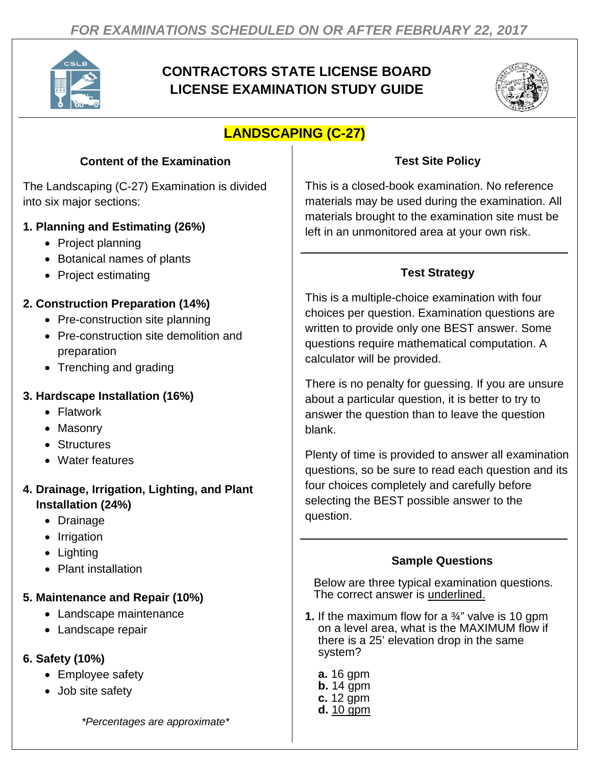*FOR EXAMINATIONS SCHEDULED ON OR AFTER FEBRUARY 22, 2017*

# CONTRACTORS STATE LICENSE BOARD LICENSE EXAMINATION STUDY GUIDE

## LANDSCAPING (C-27)

### Content of the Examination

The Landscaping (C-27) Examination is divided into six major sections:

**1. Planning and Estimating (26%)**

- Project planning
- Botanical names of plants
- Project estimating

**2. Construction Preparation (14%)**

- Pre-construction site planning
- Pre-construction site demolition and preparation
- Trenching and grading

**3. Hardscape Installation (16%)**

- Flatwork
- Masonry
- Structures
- Water features

**4. Drainage, Irrigation, Lighting, and Plant Installation (24%)**

- Drainage
- Irrigation
- Lighting
- Plant installation

**5. Maintenance and Repair (10%)**

- Landscape maintenance
- Landscape repair

**6. Safety (10%)**

- Employee safety
- Job site safety

*\*Percentages are approximate\**

### Test Site Policy

This is a closed-book examination. No reference materials may be used during the examination. All materials brought to the examination site must be left in an unmonitored area at your own risk.

### Test Strategy

This is a multiple-choice examination with four choices per question. Examination questions are written to provide only one BEST answer. Some questions require mathematical computation. A calculator will be provided.

There is no penalty for guessing. If you are unsure about a particular question, it is better to try to answer the question than to leave the question blank.

Plenty of time is provided to answer all examination questions, so be sure to read each question and its four choices completely and carefully before selecting the BEST possible answer to the question.

### Sample Questions

Below are three typical examination questions. The correct answer is <u>underlined.</u>

**1.** If the maximum flow for a ¾" valve is 10 gpm on a level area, what is the MAXIMUM flow if there is a 25' elevation drop in the same system?

**a.** 16 gpm
**b.** 14 gpm
**c.** 12 gpm
**d.** <u>10 gpm</u>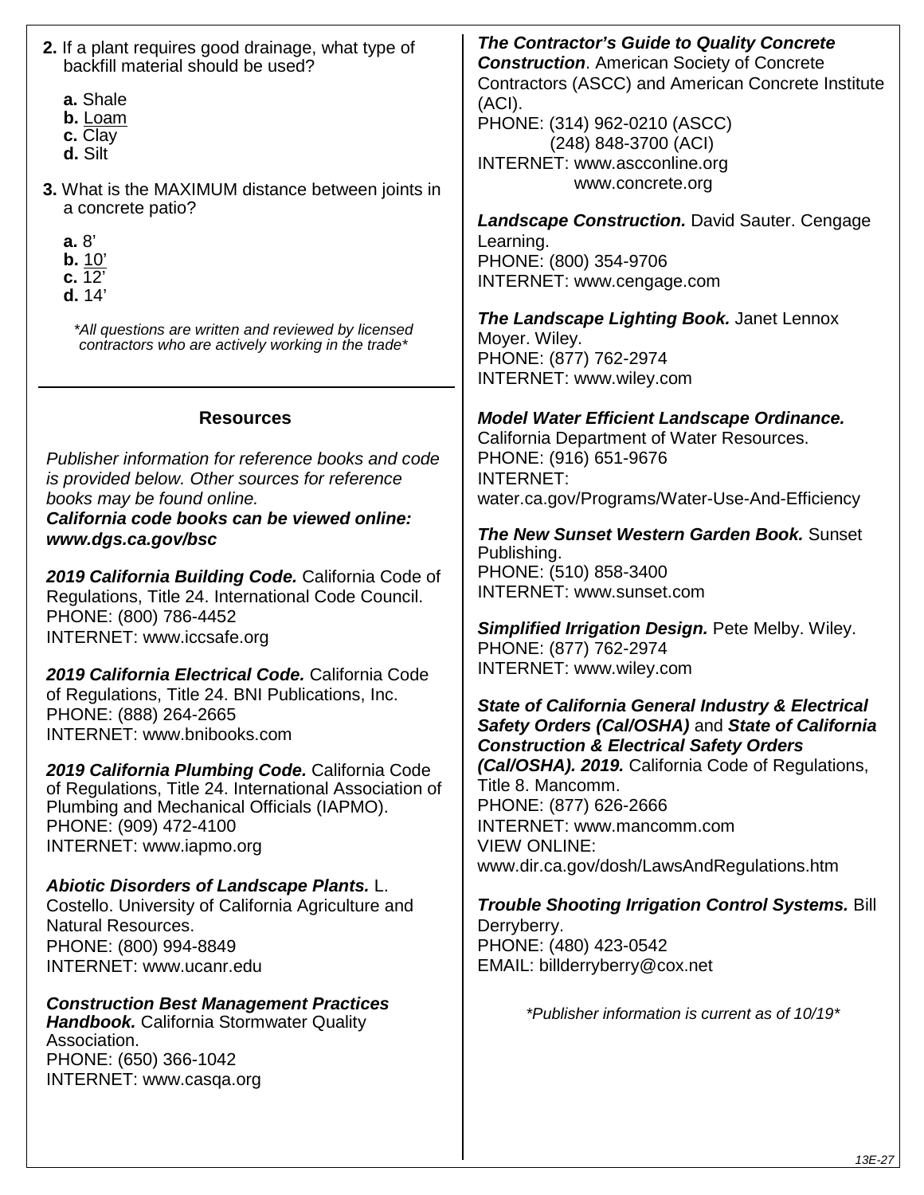**2.** If a plant requires good drainage, what type of backfill material should be used?

**a.** Shale
**b.** Loam
**c.** Clay
**d.** Silt

**3.** What is the MAXIMUM distance between joints in a concrete patio?

**a.** 8'
**b.** 10'
**c.** 12'
**d.** 14'

*\*All questions are written and reviewed by licensed contractors who are actively working in the trade\**

## Resources

*Publisher information for reference books and code is provided below. Other sources for reference books may be found online.*
***California code books can be viewed online: www.dgs.ca.gov/bsc***

***2019 California Building Code.*** California Code of Regulations, Title 24. International Code Council.
PHONE: (800) 786-4452
INTERNET: www.iccsafe.org

***2019 California Electrical Code.*** California Code of Regulations, Title 24. BNI Publications, Inc.
PHONE: (888) 264-2665
INTERNET: www.bnibooks.com

***2019 California Plumbing Code.*** California Code of Regulations, Title 24. International Association of Plumbing and Mechanical Officials (IAPMO).
PHONE: (909) 472-4100
INTERNET: www.iapmo.org

***Abiotic Disorders of Landscape Plants.*** L. Costello. University of California Agriculture and Natural Resources.
PHONE: (800) 994-8849
INTERNET: www.ucanr.edu

***Construction Best Management Practices Handbook.*** California Stormwater Quality Association.
PHONE: (650) 366-1042
INTERNET: www.casqa.org

***The Contractor's Guide to Quality Concrete Construction***. American Society of Concrete Contractors (ASCC) and American Concrete Institute (ACI).
PHONE: (314) 962-0210 (ASCC)
(248) 848-3700 (ACI)
INTERNET: www.ascconline.org
www.concrete.org

***Landscape Construction.*** David Sauter. Cengage Learning.
PHONE: (800) 354-9706
INTERNET: www.cengage.com

***The Landscape Lighting Book.*** Janet Lennox Moyer. Wiley.
PHONE: (877) 762-2974
INTERNET: www.wiley.com

***Model Water Efficient Landscape Ordinance.*** California Department of Water Resources.
PHONE: (916) 651-9676
INTERNET:
water.ca.gov/Programs/Water-Use-And-Efficiency

***The New Sunset Western Garden Book.*** Sunset Publishing.
PHONE: (510) 858-3400
INTERNET: www.sunset.com

***Simplified Irrigation Design.*** Pete Melby. Wiley.
PHONE: (877) 762-2974
INTERNET: www.wiley.com

***State of California General Industry & Electrical Safety Orders (Cal/OSHA)*** and ***State of California Construction & Electrical Safety Orders (Cal/OSHA). 2019.*** California Code of Regulations, Title 8. Mancomm.
PHONE: (877) 626-2666
INTERNET: www.mancomm.com
VIEW ONLINE:
www.dir.ca.gov/dosh/LawsAndRegulations.htm

***Trouble Shooting Irrigation Control Systems.*** Bill Derryberry.
PHONE: (480) 423-0542
EMAIL: billderryberry@cox.net

*\*Publisher information is current as of 10/19\**